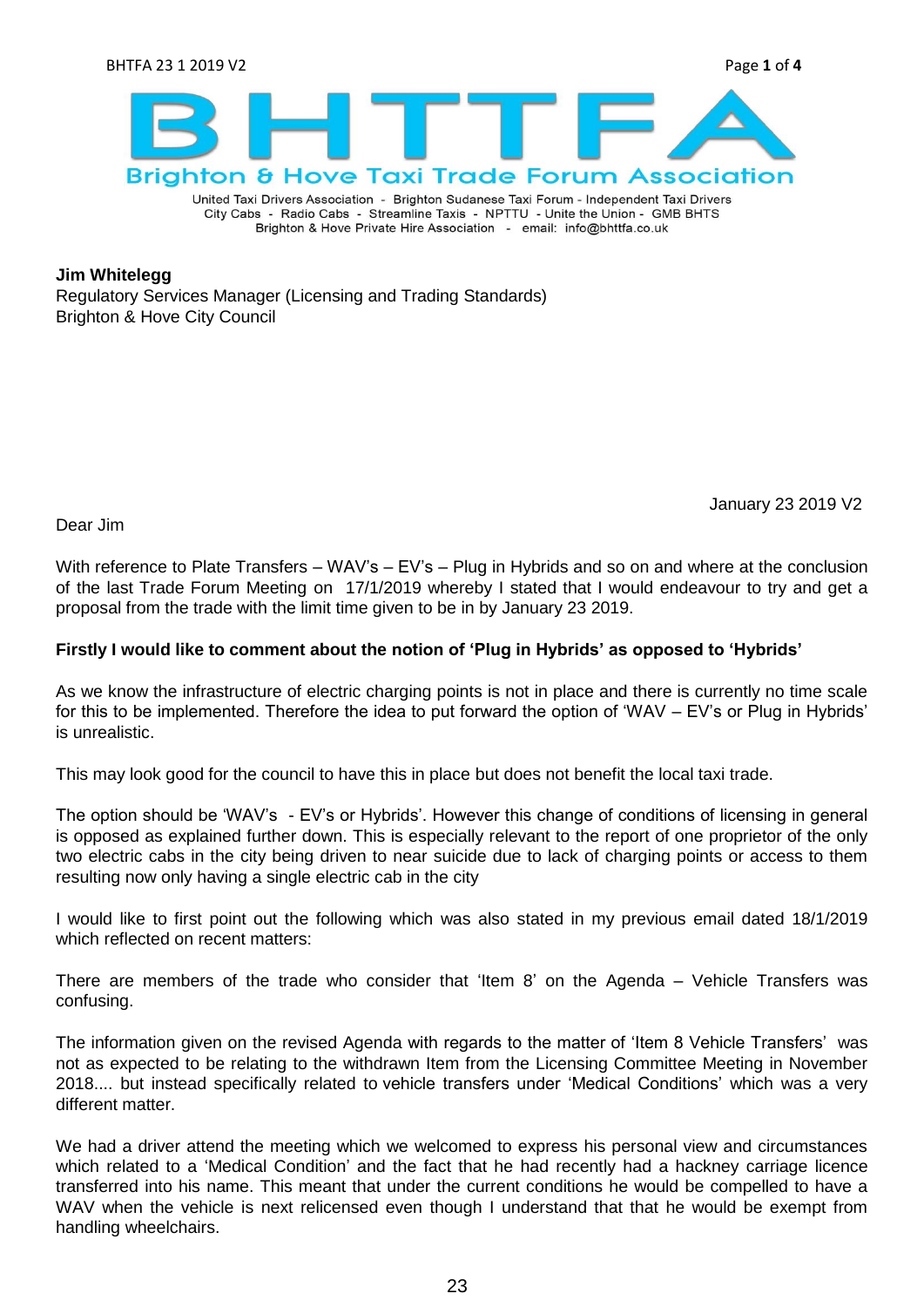# BHTTFA

**Brighton & Hove Taxi Trade Forum Association**

United Taxi Drivers Association - Brighton Sudanese Taxi Forum - Independent Taxi Drivers
City Cabs - Radio Cabs - Streamline Taxis - NPTTU - Unite the Union - GMB BHTS
Brighton & Hove Private Hire Association - email: info@bhttfa.co.uk

**Jim Whitelegg**
Regulatory Services Manager (Licensing and Trading Standards)
Brighton & Hove City Council

January 23 2019 V2

Dear Jim

With reference to Plate Transfers – WAV's – EV's – Plug in Hybrids and so on and where at the conclusion of the last Trade Forum Meeting on 17/1/2019 whereby I stated that I would endeavour to try and get a proposal from the trade with the limit time given to be in by January 23 2019.

**Firstly I would like to comment about the notion of 'Plug in Hybrids' as opposed to 'Hybrids'**

As we know the infrastructure of electric charging points is not in place and there is currently no time scale for this to be implemented. Therefore the idea to put forward the option of 'WAV – EV's or Plug in Hybrids' is unrealistic.

This may look good for the council to have this in place but does not benefit the local taxi trade.

The option should be 'WAV's - EV's or Hybrids'. However this change of conditions of licensing in general is opposed as explained further down. This is especially relevant to the report of one proprietor of the only two electric cabs in the city being driven to near suicide due to lack of charging points or access to them resulting now only having a single electric cab in the city

I would like to first point out the following which was also stated in my previous email dated 18/1/2019 which reflected on recent matters:

There are members of the trade who consider that 'Item 8' on the Agenda – Vehicle Transfers was confusing.

The information given on the revised Agenda with regards to the matter of 'Item 8 Vehicle Transfers' was not as expected to be relating to the withdrawn Item from the Licensing Committee Meeting in November 2018.... but instead specifically related to vehicle transfers under 'Medical Conditions' which was a very different matter.

We had a driver attend the meeting which we welcomed to express his personal view and circumstances which related to a 'Medical Condition' and the fact that he had recently had a hackney carriage licence transferred into his name. This meant that under the current conditions he would be compelled to have a WAV when the vehicle is next relicensed even though I understand that that he would be exempt from handling wheelchairs.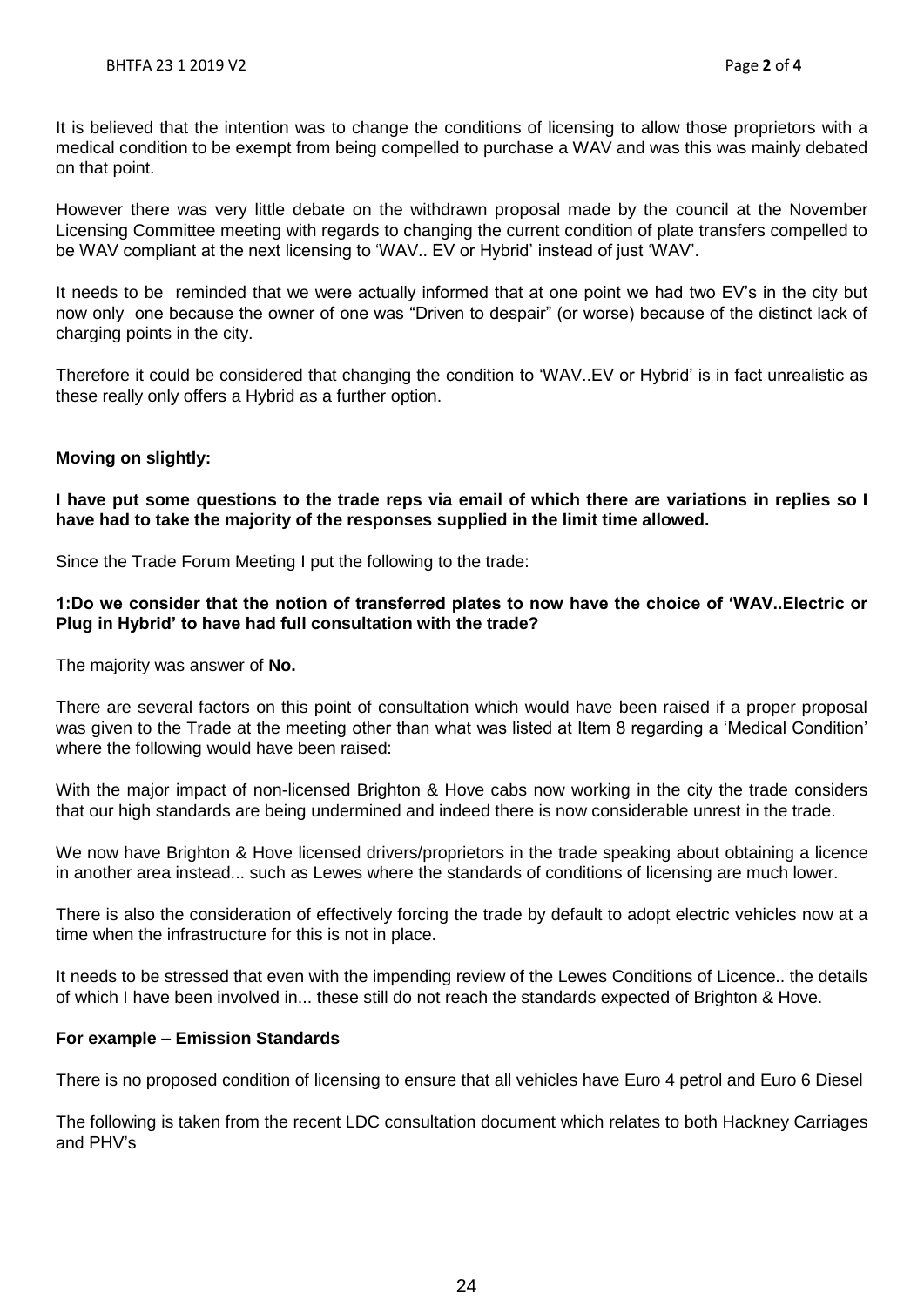It is believed that the intention was to change the conditions of licensing to allow those proprietors with a medical condition to be exempt from being compelled to purchase a WAV and was this was mainly debated on that point.

However there was very little debate on the withdrawn proposal made by the council at the November Licensing Committee meeting with regards to changing the current condition of plate transfers compelled to be WAV compliant at the next licensing to 'WAV.. EV or Hybrid' instead of just 'WAV'.

It needs to be reminded that we were actually informed that at one point we had two EV's in the city but now only one because the owner of one was "Driven to despair" (or worse) because of the distinct lack of charging points in the city.

Therefore it could be considered that changing the condition to 'WAV..EV or Hybrid' is in fact unrealistic as these really only offers a Hybrid as a further option.

**Moving on slightly:**

**I have put some questions to the trade reps via email of which there are variations in replies so I have had to take the majority of the responses supplied in the limit time allowed.**

Since the Trade Forum Meeting I put the following to the trade:

**1:Do we consider that the notion of transferred plates to now have the choice of 'WAV..Electric or Plug in Hybrid' to have had full consultation with the trade?**

The majority was answer of **No.**

There are several factors on this point of consultation which would have been raised if a proper proposal was given to the Trade at the meeting other than what was listed at Item 8 regarding a 'Medical Condition' where the following would have been raised:

With the major impact of non-licensed Brighton & Hove cabs now working in the city the trade considers that our high standards are being undermined and indeed there is now considerable unrest in the trade.

We now have Brighton & Hove licensed drivers/proprietors in the trade speaking about obtaining a licence in another area instead... such as Lewes where the standards of conditions of licensing are much lower.

There is also the consideration of effectively forcing the trade by default to adopt electric vehicles now at a time when the infrastructure for this is not in place.

It needs to be stressed that even with the impending review of the Lewes Conditions of Licence.. the details of which I have been involved in... these still do not reach the standards expected of Brighton & Hove.

**For example – Emission Standards**

There is no proposed condition of licensing to ensure that all vehicles have Euro 4 petrol and Euro 6 Diesel

The following is taken from the recent LDC consultation document which relates to both Hackney Carriages and PHV's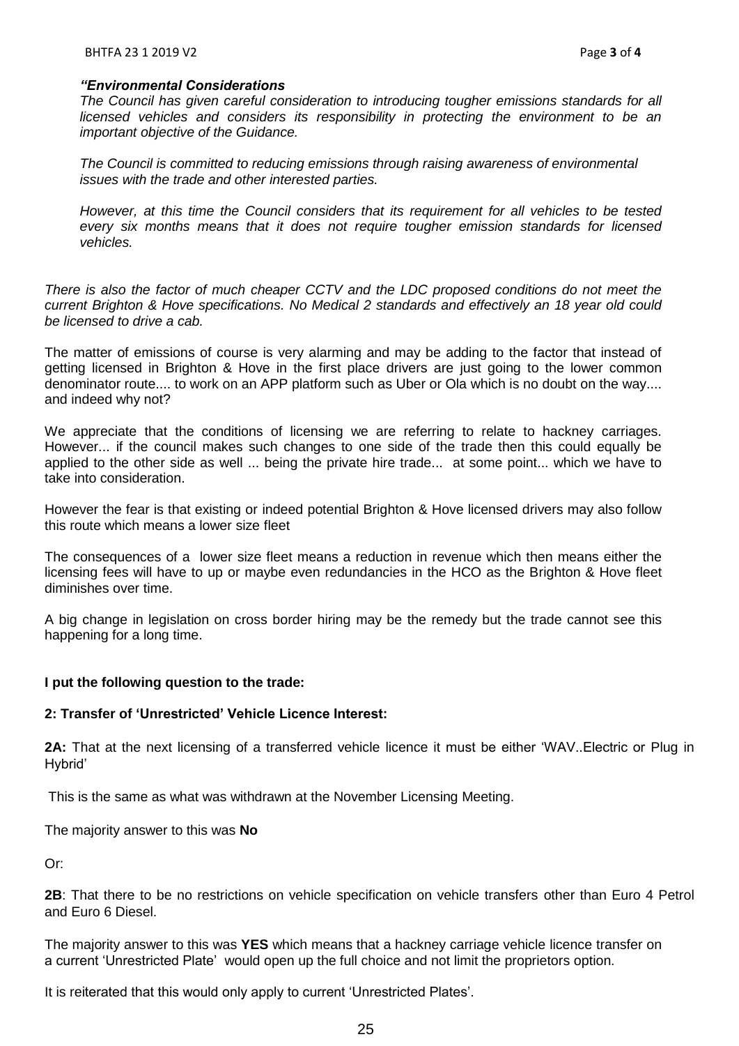*"Environmental Considerations*
*The Council has given careful consideration to introducing tougher emissions standards for all licensed vehicles and considers its responsibility in protecting the environment to be an important objective of the Guidance.*

*The Council is committed to reducing emissions through raising awareness of environmental issues with the trade and other interested parties.*

*However, at this time the Council considers that its requirement for all vehicles to be tested every six months means that it does not require tougher emission standards for licensed vehicles.*

*There is also the factor of much cheaper CCTV and the LDC proposed conditions do not meet the current Brighton & Hove specifications. No Medical 2 standards and effectively an 18 year old could be licensed to drive a cab.*

The matter of emissions of course is very alarming and may be adding to the factor that instead of getting licensed in Brighton & Hove in the first place drivers are just going to the lower common denominator route.... to work on an APP platform such as Uber or Ola which is no doubt on the way.... and indeed why not?

We appreciate that the conditions of licensing we are referring to relate to hackney carriages. However... if the council makes such changes to one side of the trade then this could equally be applied to the other side as well ... being the private hire trade... at some point... which we have to take into consideration.

However the fear is that existing or indeed potential Brighton & Hove licensed drivers may also follow this route which means a lower size fleet

The consequences of a lower size fleet means a reduction in revenue which then means either the licensing fees will have to up or maybe even redundancies in the HCO as the Brighton & Hove fleet diminishes over time.

A big change in legislation on cross border hiring may be the remedy but the trade cannot see this happening for a long time.

**I put the following question to the trade:**

**2: Transfer of 'Unrestricted' Vehicle Licence Interest:**

**2A:** That at the next licensing of a transferred vehicle licence it must be either 'WAV..Electric or Plug in Hybrid'

This is the same as what was withdrawn at the November Licensing Meeting.

The majority answer to this was **No**

Or:

**2B**: That there to be no restrictions on vehicle specification on vehicle transfers other than Euro 4 Petrol and Euro 6 Diesel.

The majority answer to this was **YES** which means that a hackney carriage vehicle licence transfer on a current 'Unrestricted Plate' would open up the full choice and not limit the proprietors option.

It is reiterated that this would only apply to current 'Unrestricted Plates'.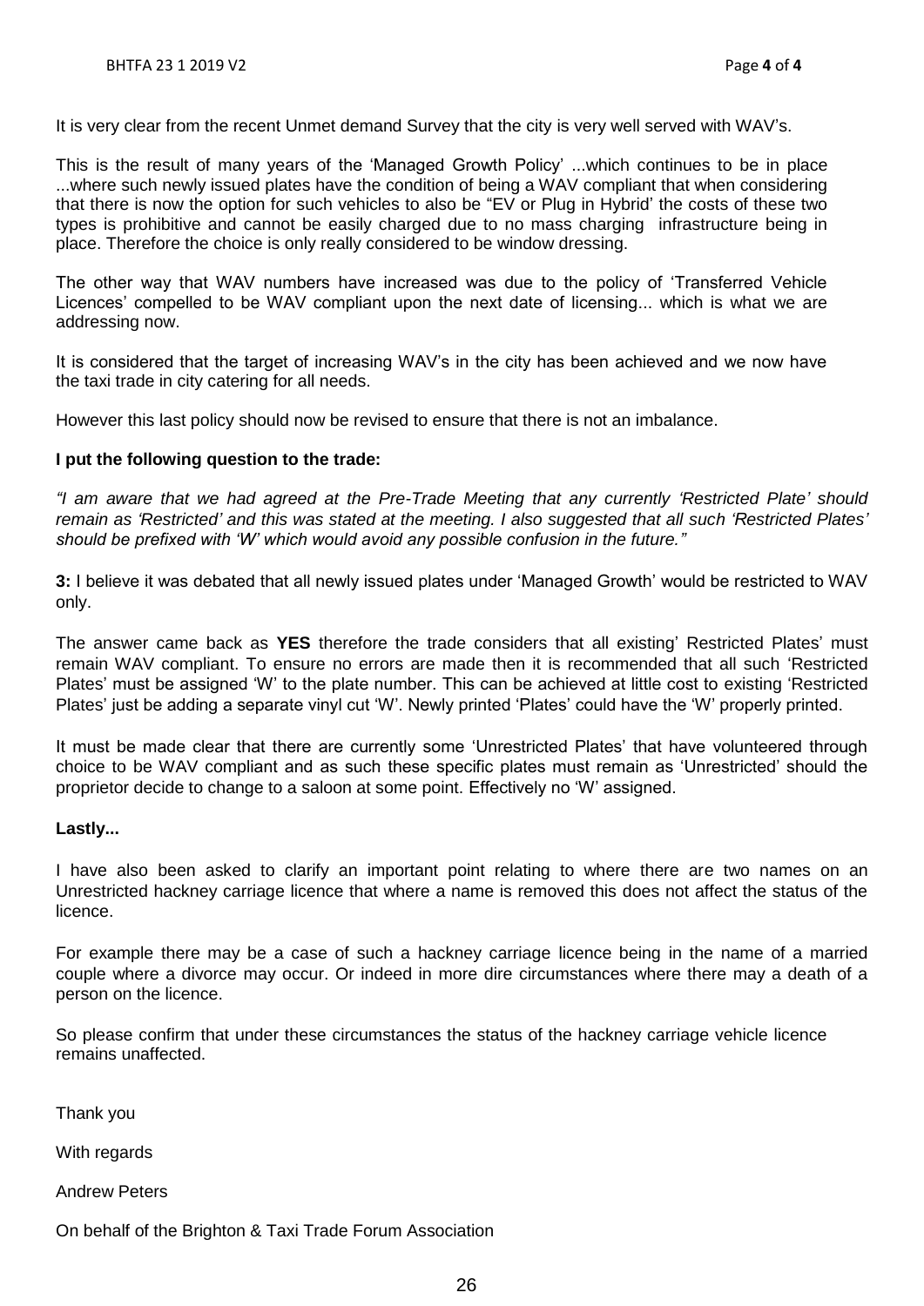It is very clear from the recent Unmet demand Survey that the city is very well served with WAV's.

This is the result of many years of the 'Managed Growth Policy' ...which continues to be in place ...where such newly issued plates have the condition of being a WAV compliant that when considering that there is now the option for such vehicles to also be "EV or Plug in Hybrid' the costs of these two types is prohibitive and cannot be easily charged due to no mass charging infrastructure being in place. Therefore the choice is only really considered to be window dressing.

The other way that WAV numbers have increased was due to the policy of 'Transferred Vehicle Licences' compelled to be WAV compliant upon the next date of licensing... which is what we are addressing now.

It is considered that the target of increasing WAV's in the city has been achieved and we now have the taxi trade in city catering for all needs.

However this last policy should now be revised to ensure that there is not an imbalance.

**I put the following question to the trade:**

*"I am aware that we had agreed at the Pre-Trade Meeting that any currently 'Restricted Plate' should remain as 'Restricted' and this was stated at the meeting. I also suggested that all such 'Restricted Plates' should be prefixed with 'W' which would avoid any possible confusion in the future."*

**3:** I believe it was debated that all newly issued plates under 'Managed Growth' would be restricted to WAV only.

The answer came back as **YES** therefore the trade considers that all existing' Restricted Plates' must remain WAV compliant. To ensure no errors are made then it is recommended that all such 'Restricted Plates' must be assigned 'W' to the plate number. This can be achieved at little cost to existing 'Restricted Plates' just be adding a separate vinyl cut 'W'. Newly printed 'Plates' could have the 'W' properly printed.

It must be made clear that there are currently some 'Unrestricted Plates' that have volunteered through choice to be WAV compliant and as such these specific plates must remain as 'Unrestricted' should the proprietor decide to change to a saloon at some point. Effectively no 'W' assigned.

**Lastly...**

I have also been asked to clarify an important point relating to where there are two names on an Unrestricted hackney carriage licence that where a name is removed this does not affect the status of the licence.

For example there may be a case of such a hackney carriage licence being in the name of a married couple where a divorce may occur. Or indeed in more dire circumstances where there may a death of a person on the licence.

So please confirm that under these circumstances the status of the hackney carriage vehicle licence remains unaffected.

Thank you

With regards

Andrew Peters

On behalf of the Brighton & Taxi Trade Forum Association